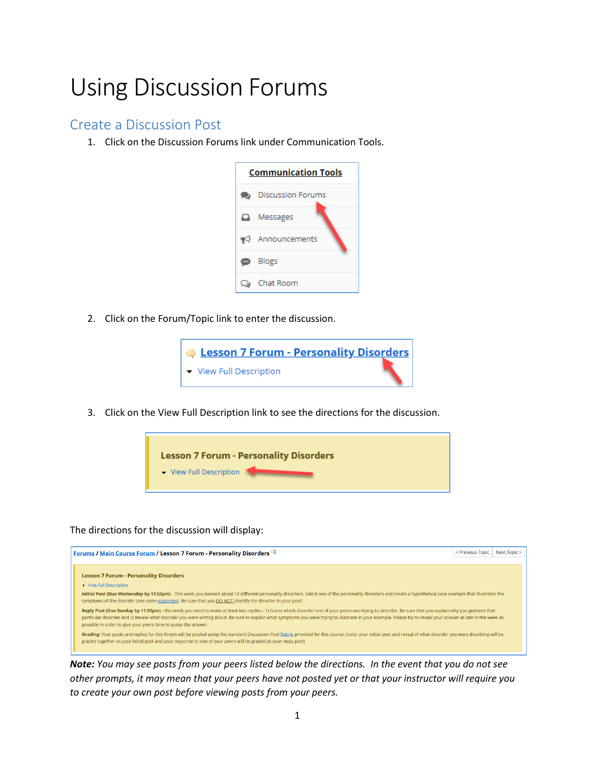# Using Discussion Forums

## Create a Discussion Post

1. Click on the Discussion Forums link under Communication Tools.

2. Click on the Forum/Topic link to enter the discussion.

3. Click on the View Full Description link to see the directions for the discussion.

The directions for the discussion will display:

***Note:*** *You may see posts from your peers listed below the directions. In the event that you do not see other prompts, it may mean that your peers have not posted yet or that your instructor will require you to create your own post before viewing posts from your peers.*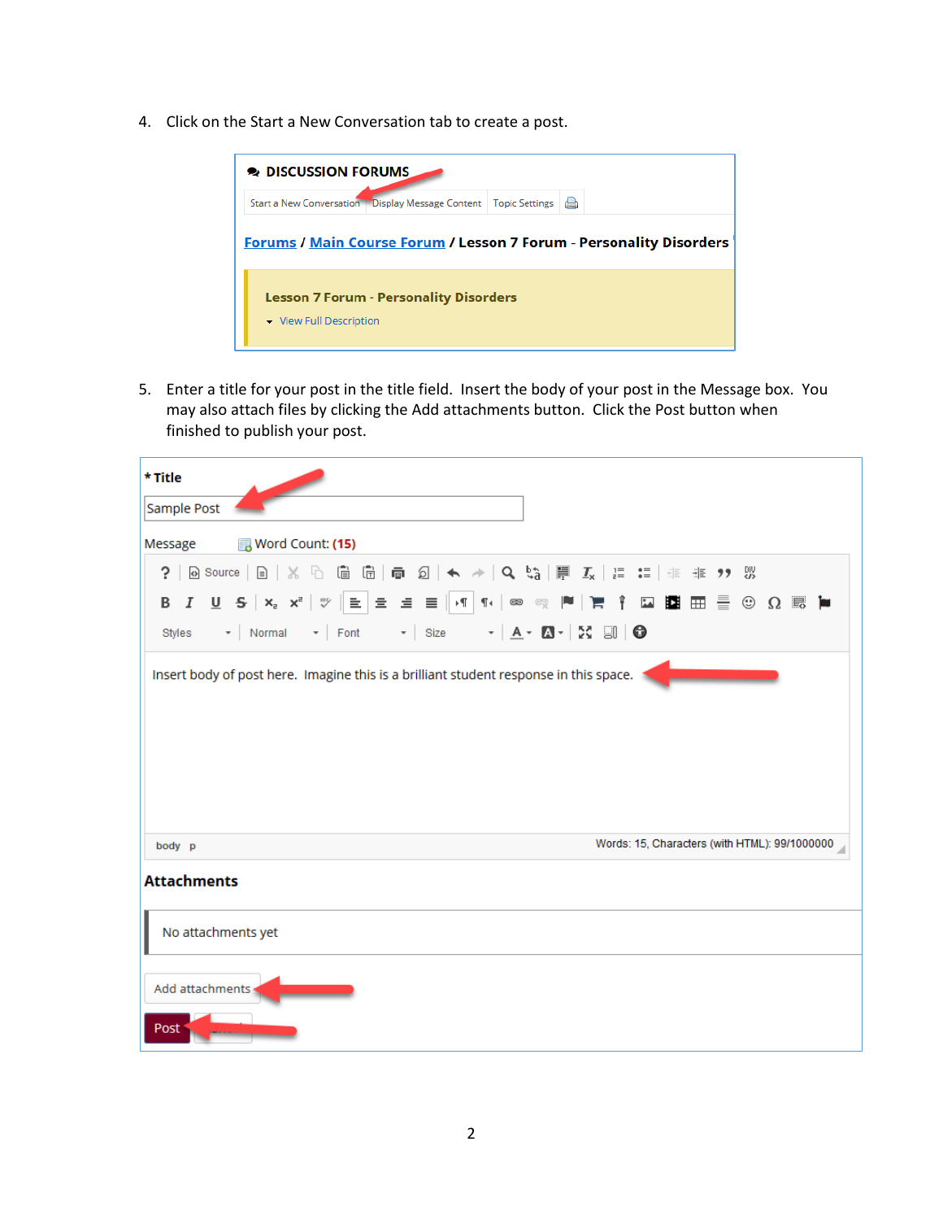4. Click on the Start a New Conversation tab to create a post.

5. Enter a title for your post in the title field. Insert the body of your post in the Message box. You may also attach files by clicking the Add attachments button. Click the Post button when finished to publish your post.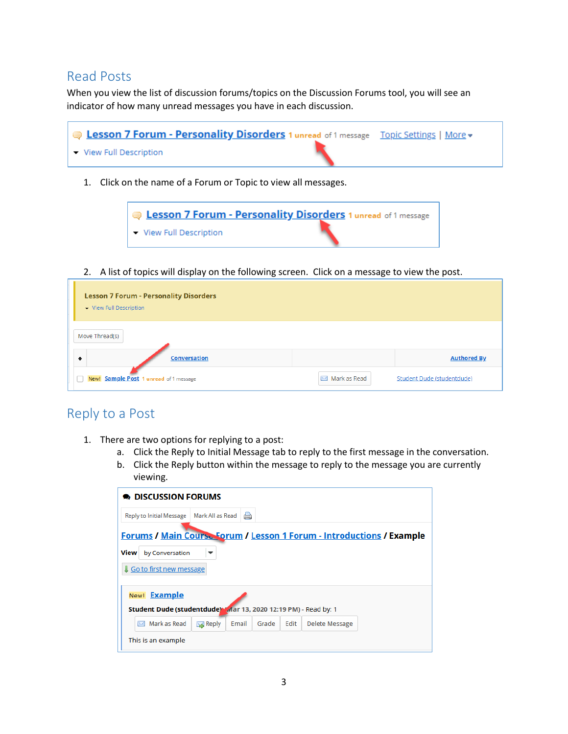## Read Posts

When you view the list of discussion forums/topics on the Discussion Forums tool, you will see an indicator of how many unread messages you have in each discussion.

1. Click on the name of a Forum or Topic to view all messages.

2. A list of topics will display on the following screen. Click on a message to view the post.

## Reply to a Post

1. There are two options for replying to a post:
   a. Click the Reply to Initial Message tab to reply to the first message in the conversation.
   b. Click the Reply button within the message to reply to the message you are currently viewing.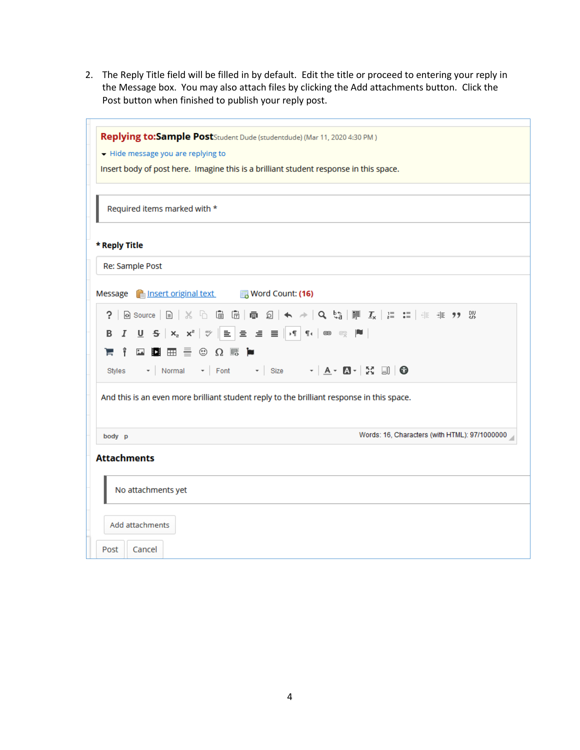2. The Reply Title field will be filled in by default. Edit the title or proceed to entering your reply in the Message box. You may also attach files by clicking the Add attachments button. Click the Post button when finished to publish your reply post.

**Replying to:Sample Post** Student Dude (studentdude) (Mar 11, 2020 4:30 PM )

Hide message you are replying to

Insert body of post here. Imagine this is a brilliant student response in this space.

Required items marked with *

**\* Reply Title**

Re: Sample Post

Message Insert original text Word Count: **(16)**

Source

Styles Normal Font Size

And this is an even more brilliant student reply to the brilliant response in this space.

body p Words: 16, Characters (with HTML): 97/1000000

**Attachments**

No attachments yet

Add attachments

Post Cancel